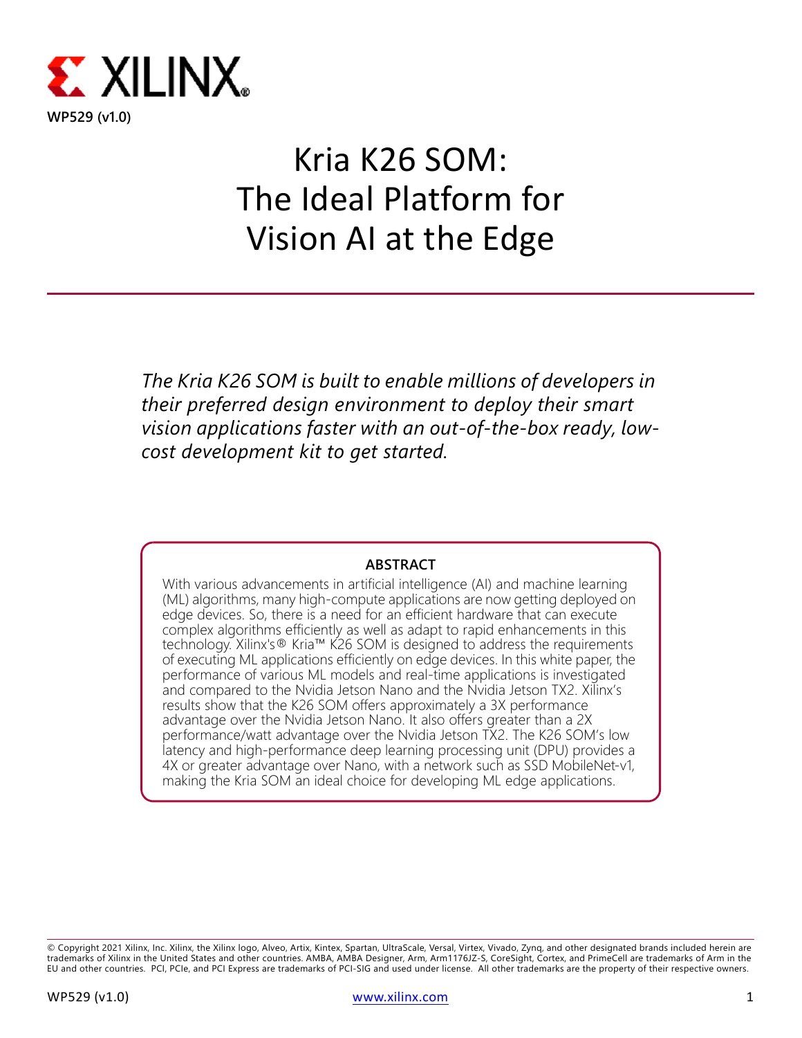WP529 (v1.0)

# Kria K26 SOM: The Ideal Platform for Vision AI at the Edge

*The Kria K26 SOM is built to enable millions of developers in their preferred design environment to deploy their smart vision applications faster with an out-of-the-box ready, low-cost development kit to get started.*

**ABSTRACT**

With various advancements in artificial intelligence (AI) and machine learning (ML) algorithms, many high-compute applications are now getting deployed on edge devices. So, there is a need for an efficient hardware that can execute complex algorithms efficiently as well as adapt to rapid enhancements in this technology. Xilinx's® Kria™ K26 SOM is designed to address the requirements of executing ML applications efficiently on edge devices. In this white paper, the performance of various ML models and real-time applications is investigated and compared to the Nvidia Jetson Nano and the Nvidia Jetson TX2. Xilinx's results show that the K26 SOM offers approximately a 3X performance advantage over the Nvidia Jetson Nano. It also offers greater than a 2X performance/watt advantage over the Nvidia Jetson TX2. The K26 SOM's low latency and high-performance deep learning processing unit (DPU) provides a 4X or greater advantage over Nano, with a network such as SSD MobileNet-v1, making the Kria SOM an ideal choice for developing ML edge applications.

© Copyright 2021 Xilinx, Inc. Xilinx, the Xilinx logo, Alveo, Artix, Kintex, Spartan, UltraScale, Versal, Virtex, Vivado, Zynq, and other designated brands included herein are trademarks of Xilinx in the United States and other countries. AMBA, AMBA Designer, Arm, Arm1176JZ-S, CoreSight, Cortex, and PrimeCell are trademarks of Arm in the EU and other countries. PCI, PCIe, and PCI Express are trademarks of PCI-SIG and used under license. All other trademarks are the property of their respective owners.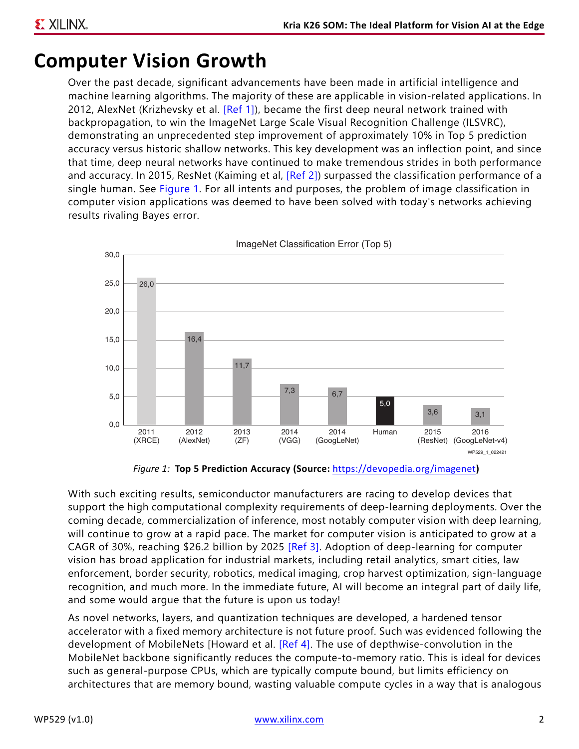# Computer Vision Growth

Over the past decade, significant advancements have been made in artificial intelligence and machine learning algorithms. The majority of these are applicable in vision-related applications. In 2012, AlexNet (Krizhevsky et al. [Ref 1]), became the first deep neural network trained with backpropagation, to win the ImageNet Large Scale Visual Recognition Challenge (ILSVRC), demonstrating an unprecedented step improvement of approximately 10% in Top 5 prediction accuracy versus historic shallow networks. This key development was an inflection point, and since that time, deep neural networks have continued to make tremendous strides in both performance and accuracy. In 2015, ResNet (Kaiming et al, [Ref 2]) surpassed the classification performance of a single human. See Figure 1. For all intents and purposes, the problem of image classification in computer vision applications was deemed to have been solved with today's networks achieving results rivaling Bayes error.

ImageNet Classification Error (Top 5)

| Model | Error |
|---|---|
| 2011 (XRCE) | 26,0 |
| 2012 (AlexNet) | 16,4 |
| 2013 (ZF) | 11,7 |
| 2014 (VGG) | 7,3 |
| 2014 (GoogLeNet) | 6,7 |
| Human | 5,0 |
| 2015 (ResNet) | 3,6 |
| 2016 (GoogLeNet-v4) | 3,1 |

WP529_1_022421

*Figure 1:* **Top 5 Prediction Accuracy (Source: https://devopedia.org/imagenet)**

With such exciting results, semiconductor manufacturers are racing to develop devices that support the high computational complexity requirements of deep-learning deployments. Over the coming decade, commercialization of inference, most notably computer vision with deep learning, will continue to grow at a rapid pace. The market for computer vision is anticipated to grow at a CAGR of 30%, reaching $26.2 billion by 2025 [Ref 3]. Adoption of deep-learning for computer vision has broad application for industrial markets, including retail analytics, smart cities, law enforcement, border security, robotics, medical imaging, crop harvest optimization, sign-language recognition, and much more. In the immediate future, AI will become an integral part of daily life, and some would argue that the future is upon us today!

As novel networks, layers, and quantization techniques are developed, a hardened tensor accelerator with a fixed memory architecture is not future proof. Such was evidenced following the development of MobileNets [Howard et al. [Ref 4]. The use of depthwise-convolution in the MobileNet backbone significantly reduces the compute-to-memory ratio. This is ideal for devices such as general-purpose CPUs, which are typically compute bound, but limits efficiency on architectures that are memory bound, wasting valuable compute cycles in a way that is analogous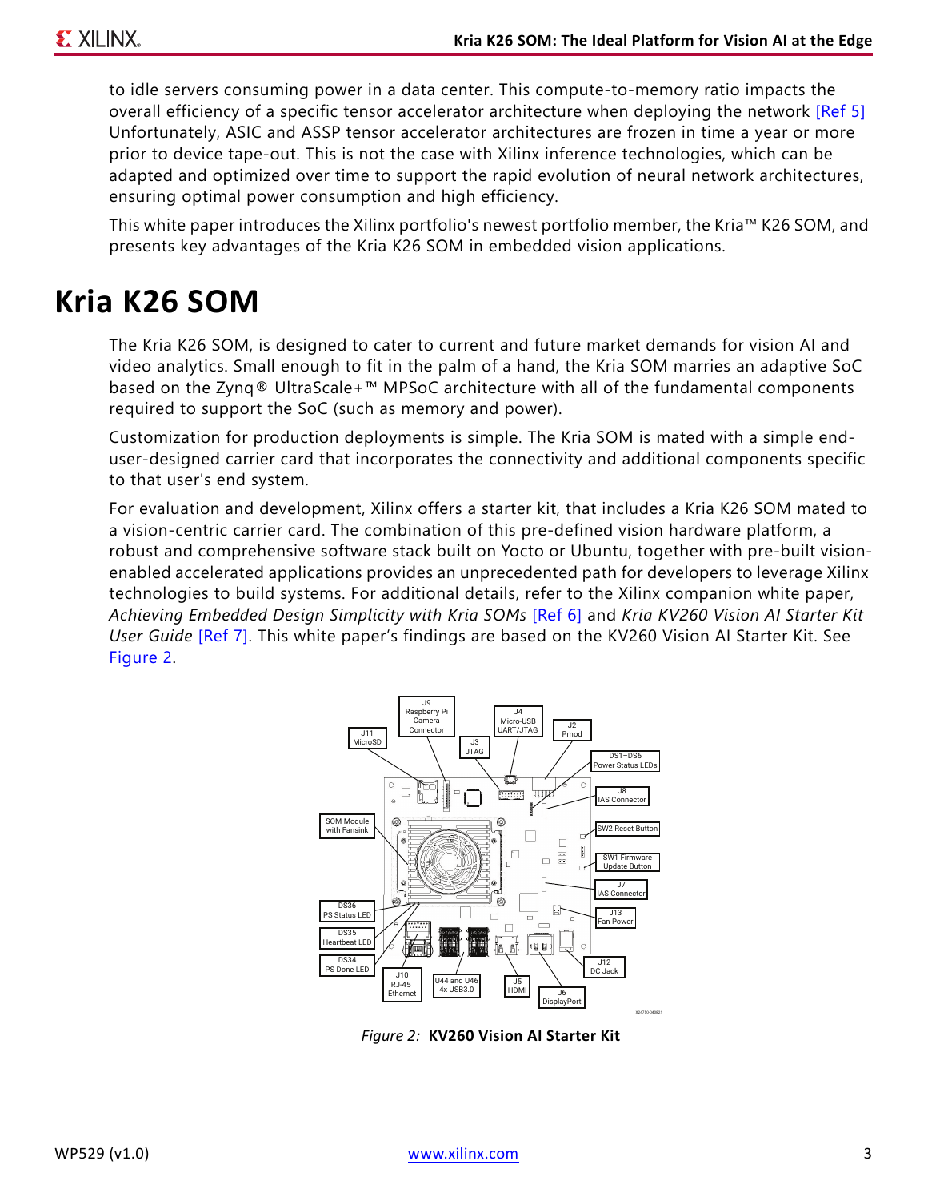to idle servers consuming power in a data center. This compute-to-memory ratio impacts the overall efficiency of a specific tensor accelerator architecture when deploying the network [Ref 5] Unfortunately, ASIC and ASSP tensor accelerator architectures are frozen in time a year or more prior to device tape-out. This is not the case with Xilinx inference technologies, which can be adapted and optimized over time to support the rapid evolution of neural network architectures, ensuring optimal power consumption and high efficiency.

This white paper introduces the Xilinx portfolio's newest portfolio member, the Kria™ K26 SOM, and presents key advantages of the Kria K26 SOM in embedded vision applications.

# Kria K26 SOM

The Kria K26 SOM, is designed to cater to current and future market demands for vision AI and video analytics. Small enough to fit in the palm of a hand, the Kria SOM marries an adaptive SoC based on the Zynq® UltraScale+™ MPSoC architecture with all of the fundamental components required to support the SoC (such as memory and power).

Customization for production deployments is simple. The Kria SOM is mated with a simple end-user-designed carrier card that incorporates the connectivity and additional components specific to that user's end system.

For evaluation and development, Xilinx offers a starter kit, that includes a Kria K26 SOM mated to a vision-centric carrier card. The combination of this pre-defined vision hardware platform, a robust and comprehensive software stack built on Yocto or Ubuntu, together with pre-built vision-enabled accelerated applications provides an unprecedented path for developers to leverage Xilinx technologies to build systems. For additional details, refer to the Xilinx companion white paper, *Achieving Embedded Design Simplicity with Kria SOMs* [Ref 6] and *Kria KV260 Vision AI Starter Kit User Guide* [Ref 7]. This white paper's findings are based on the KV260 Vision AI Starter Kit. See Figure 2.

*Figure 2:* **KV260 Vision AI Starter Kit**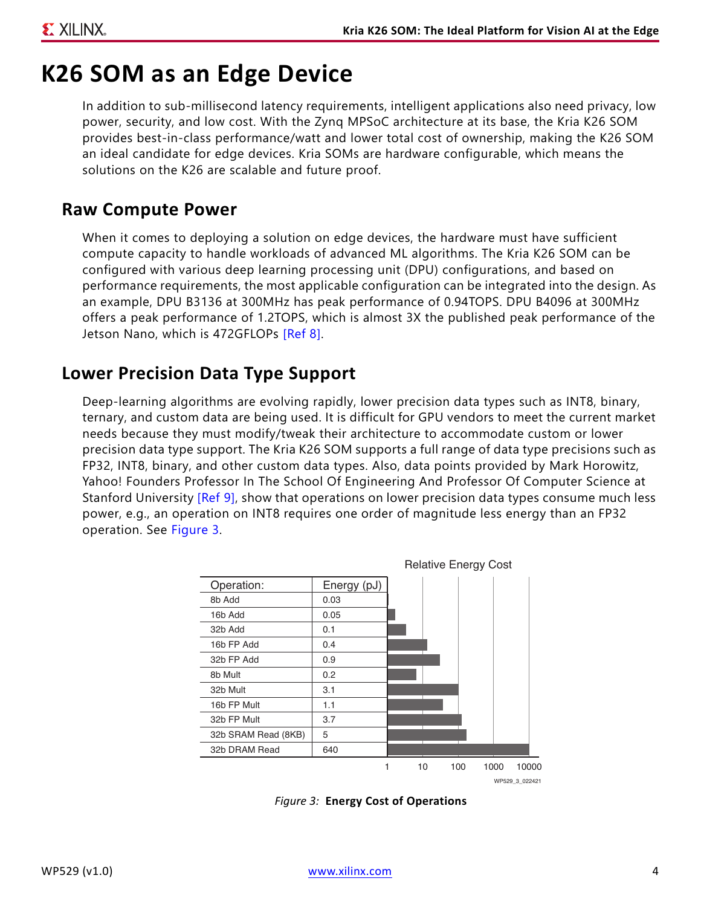# K26 SOM as an Edge Device

In addition to sub-millisecond latency requirements, intelligent applications also need privacy, low power, security, and low cost. With the Zynq MPSoC architecture at its base, the Kria K26 SOM provides best-in-class performance/watt and lower total cost of ownership, making the K26 SOM an ideal candidate for edge devices. Kria SOMs are hardware configurable, which means the solutions on the K26 are scalable and future proof.

## Raw Compute Power

When it comes to deploying a solution on edge devices, the hardware must have sufficient compute capacity to handle workloads of advanced ML algorithms. The Kria K26 SOM can be configured with various deep learning processing unit (DPU) configurations, and based on performance requirements, the most applicable configuration can be integrated into the design. As an example, DPU B3136 at 300MHz has peak performance of 0.94TOPS. DPU B4096 at 300MHz offers a peak performance of 1.2TOPS, which is almost 3X the published peak performance of the Jetson Nano, which is 472GFLOPs [Ref 8].

## Lower Precision Data Type Support

Deep-learning algorithms are evolving rapidly, lower precision data types such as INT8, binary, ternary, and custom data are being used. It is difficult for GPU vendors to meet the current market needs because they must modify/tweak their architecture to accommodate custom or lower precision data type support. The Kria K26 SOM supports a full range of data type precisions such as FP32, INT8, binary, and other custom data types. Also, data points provided by Mark Horowitz, Yahoo! Founders Professor In The School Of Engineering And Professor Of Computer Science at Stanford University [Ref 9], show that operations on lower precision data types consume much less power, e.g., an operation on INT8 requires one order of magnitude less energy than an FP32 operation. See Figure 3.

| Operation: | Energy (pJ) |
|---|---|
| 8b Add | 0.03 |
| 16b Add | 0.05 |
| 32b Add | 0.1 |
| 16b FP Add | 0.4 |
| 32b FP Add | 0.9 |
| 8b Mult | 0.2 |
| 32b Mult | 3.1 |
| 16b FP Mult | 1.1 |
| 32b FP Mult | 3.7 |
| 32b SRAM Read (8KB) | 5 |
| 32b DRAM Read | 640 |

*Figure 3:* **Energy Cost of Operations**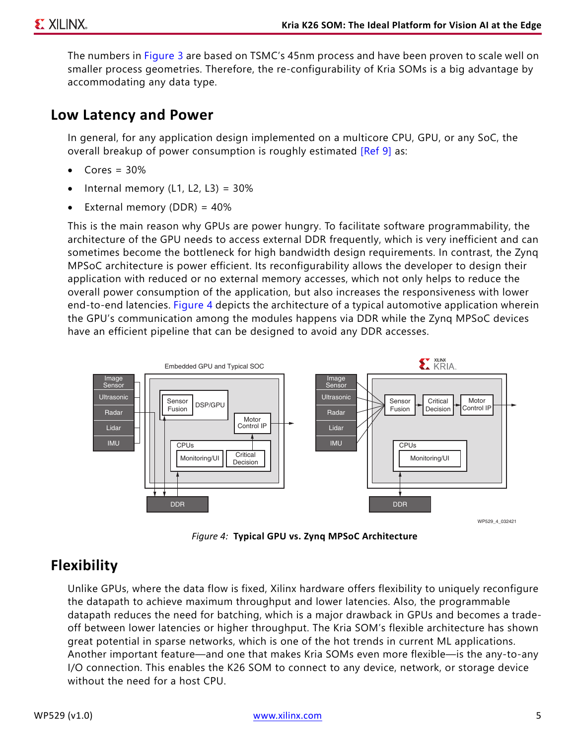The numbers in Figure 3 are based on TSMC's 45nm process and have been proven to scale well on smaller process geometries. Therefore, the re-configurability of Kria SOMs is a big advantage by accommodating any data type.

## Low Latency and Power

In general, for any application design implemented on a multicore CPU, GPU, or any SoC, the overall breakup of power consumption is roughly estimated [Ref 9] as:

- Cores = 30%
- Internal memory (L1, L2, L3) = 30%
- External memory (DDR) = 40%

This is the main reason why GPUs are power hungry. To facilitate software programmability, the architecture of the GPU needs to access external DDR frequently, which is very inefficient and can sometimes become the bottleneck for high bandwidth design requirements. In contrast, the Zynq MPSoC architecture is power efficient. Its reconfigurability allows the developer to design their application with reduced or no external memory accesses, which not only helps to reduce the overall power consumption of the application, but also increases the responsiveness with lower end-to-end latencies. Figure 4 depicts the architecture of a typical automotive application wherein the GPU's communication among the modules happens via DDR while the Zynq MPSoC devices have an efficient pipeline that can be designed to avoid any DDR accesses.

*Figure 4:* **Typical GPU vs. Zynq MPSoC Architecture**

## Flexibility

Unlike GPUs, where the data flow is fixed, Xilinx hardware offers flexibility to uniquely reconfigure the datapath to achieve maximum throughput and lower latencies. Also, the programmable datapath reduces the need for batching, which is a major drawback in GPUs and becomes a trade-off between lower latencies or higher throughput. The Kria SOM's flexible architecture has shown great potential in sparse networks, which is one of the hot trends in current ML applications. Another important feature—and one that makes Kria SOMs even more flexible—is the any-to-any I/O connection. This enables the K26 SOM to connect to any device, network, or storage device without the need for a host CPU.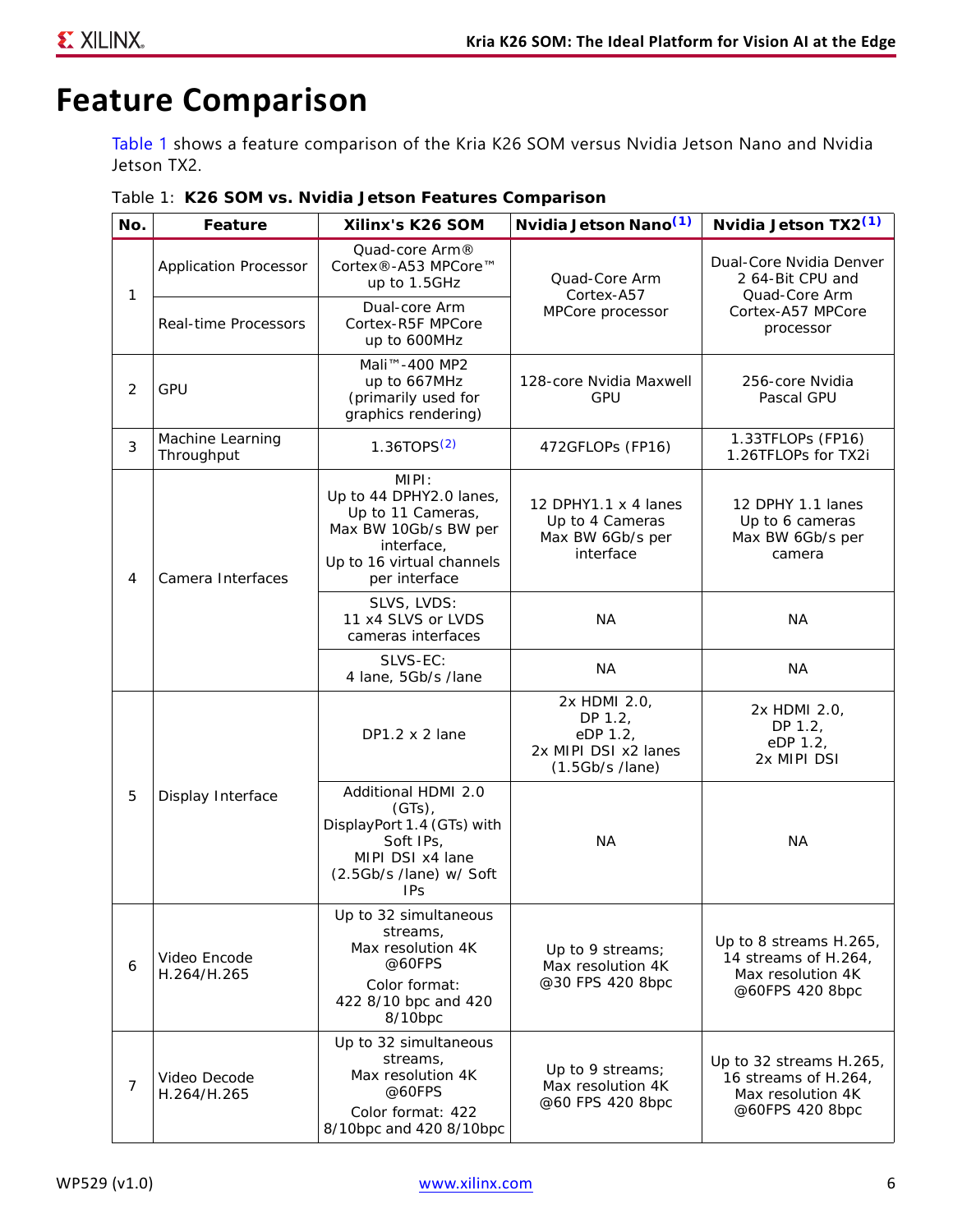# Feature Comparison

Table 1 shows a feature comparison of the Kria K26 SOM versus Nvidia Jetson Nano and Nvidia Jetson TX2.

Table 1: **K26 SOM vs. Nvidia Jetson Features Comparison**

| No. | Feature | Xilinx's K26 SOM | Nvidia Jetson Nano[(1)] | Nvidia Jetson TX2[(1)] |
|---|---|---|---|---|
| 1 | Application Processor | Quad-core Arm® Cortex®-A53 MPCore™ up to 1.5GHz | Quad-Core Arm Cortex-A57 MPCore processor | Dual-Core Nvidia Denver 2 64-Bit CPU and Quad-Core Arm Cortex-A57 MPCore processor |
| | Real-time Processors | Dual-core Arm Cortex-R5F MPCore up to 600MHz | | |
| 2 | GPU | Mali™-400 MP2 up to 667MHz (primarily used for graphics rendering) | 128-core Nvidia Maxwell GPU | 256-core Nvidia Pascal GPU |
| 3 | Machine Learning Throughput | 1.36TOPS[(2)] | 472GFLOPs (FP16) | 1.33TFLOPs (FP16) 1.26TFLOPs for TX2i |
| 4 | Camera Interfaces | MIPI: Up to 44 DPHY2.0 lanes, Up to 11 Cameras, Max BW 10Gb/s BW per interface, Up to 16 virtual channels per interface | 12 DPHY1.1 x 4 lanes Up to 4 Cameras Max BW 6Gb/s per interface | 12 DPHY 1.1 lanes Up to 6 cameras Max BW 6Gb/s per camera |
| | | SLVS, LVDS: 11 x4 SLVS or LVDS cameras interfaces | NA | NA |
| | | SLVS-EC: 4 lane, 5Gb/s /lane | NA | NA |
| 5 | Display Interface | DP1.2 x 2 lane | 2x HDMI 2.0, DP 1.2, eDP 1.2, 2x MIPI DSI x2 lanes (1.5Gb/s /lane) | 2x HDMI 2.0, DP 1.2, eDP 1.2, 2x MIPI DSI |
| | | Additional HDMI 2.0 (GTs), DisplayPort 1.4 (GTs) with Soft IPs, MIPI DSI x4 lane (2.5Gb/s /lane) w/ Soft IPs | NA | NA |
| 6 | Video Encode H.264/H.265 | Up to 32 simultaneous streams, Max resolution 4K @60FPS Color format: 422 8/10 bpc and 420 8/10bpc | Up to 9 streams; Max resolution 4K @30 FPS 420 8bpc | Up to 8 streams H.265, 14 streams of H.264, Max resolution 4K @60FPS 420 8bpc |
| 7 | Video Decode H.264/H.265 | Up to 32 simultaneous streams, Max resolution 4K @60FPS Color format: 422 8/10bpc and 420 8/10bpc | Up to 9 streams; Max resolution 4K @60 FPS 420 8bpc | Up to 32 streams H.265, 16 streams of H.264, Max resolution 4K @60FPS 420 8bpc |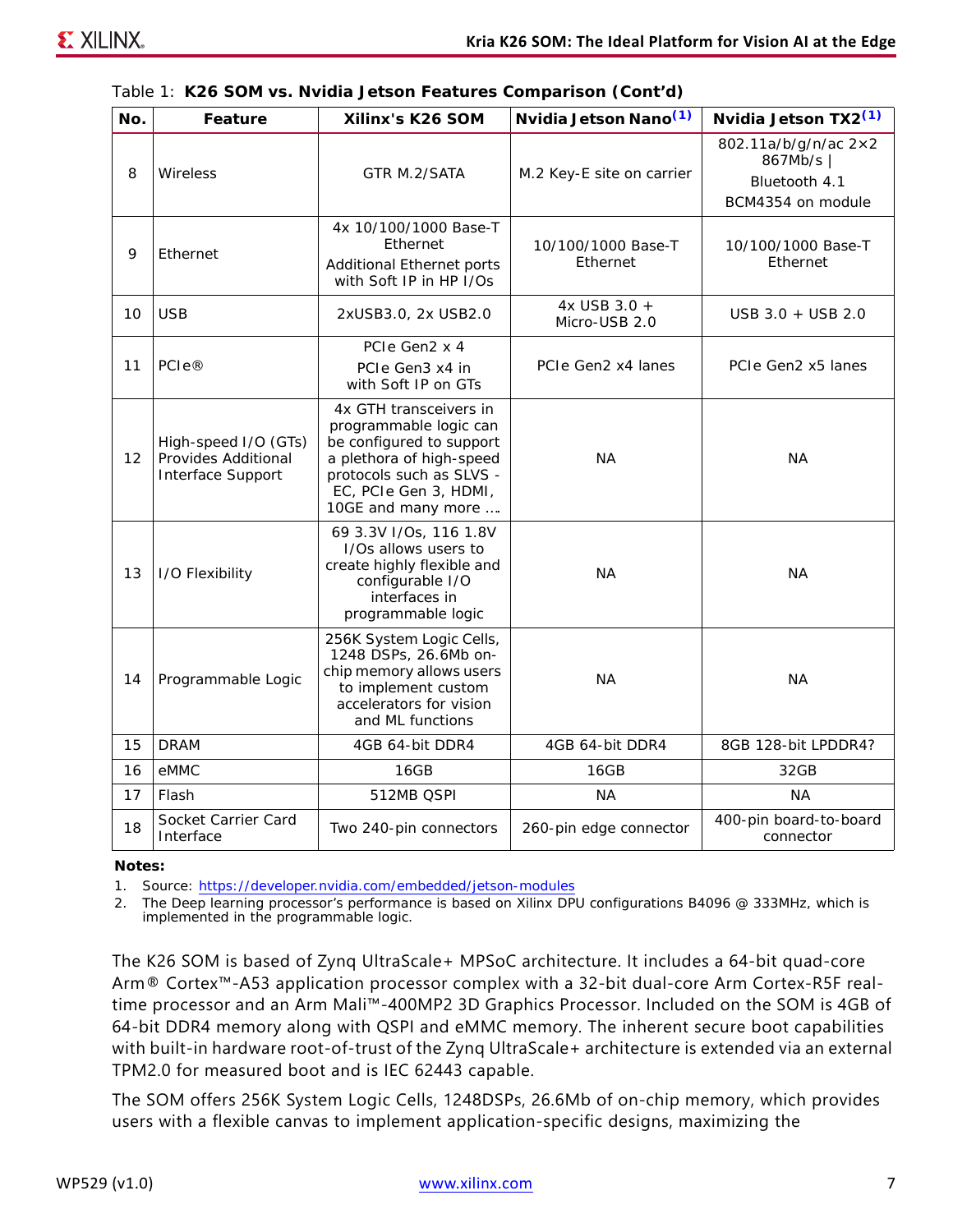Table 1: **K26 SOM vs. Nvidia Jetson Features Comparison (Cont'd)**

| No. | Feature | Xilinx's K26 SOM | Nvidia Jetson Nano[(1)] | Nvidia Jetson TX2[(1)] |
|---|---|---|---|---|
| 8 | Wireless | GTR M.2/SATA | M.2 Key-E site on carrier | 802.11a/b/g/n/ac 2×2 867Mb/s \| Bluetooth 4.1 BCM4354 on module |
| 9 | Ethernet | 4x 10/100/1000 Base-T Ethernet Additional Ethernet ports with Soft IP in HP I/Os | 10/100/1000 Base-T Ethernet | 10/100/1000 Base-T Ethernet |
| 10 | USB | 2xUSB3.0, 2x USB2.0 | 4x USB 3.0 + Micro-USB 2.0 | USB 3.0 + USB 2.0 |
| 11 | PCIe® | PCIe Gen2 x 4 PCIe Gen3 x4 in with Soft IP on GTs | PCIe Gen2 x4 lanes | PCIe Gen2 x5 lanes |
| 12 | High-speed I/O (GTs) Provides Additional Interface Support | 4x GTH transceivers in programmable logic can be configured to support a plethora of high-speed protocols such as SLVS - EC, PCIe Gen 3, HDMI, 10GE and many more …. | NA | NA |
| 13 | I/O Flexibility | 69 3.3V I/Os, 116 1.8V I/Os allows users to create highly flexible and configurable I/O interfaces in programmable logic | NA | NA |
| 14 | Programmable Logic | 256K System Logic Cells, 1248 DSPs, 26.6Mb on-chip memory allows users to implement custom accelerators for vision and ML functions | NA | NA |
| 15 | DRAM | 4GB 64-bit DDR4 | 4GB 64-bit DDR4 | 8GB 128-bit LPDDR4? |
| 16 | eMMC | 16GB | 16GB | 32GB |
| 17 | Flash | 512MB QSPI | NA | NA |
| 18 | Socket Carrier Card Interface | Two 240-pin connectors | 260-pin edge connector | 400-pin board-to-board connector |

**Notes:**

1. Source: https://developer.nvidia.com/embedded/jetson-modules
2. The Deep learning processor's performance is based on Xilinx DPU configurations B4096 @ 333MHz, which is implemented in the programmable logic.

The K26 SOM is based of Zynq UltraScale+ MPSoC architecture. It includes a 64-bit quad-core Arm® Cortex™-A53 application processor complex with a 32-bit dual-core Arm Cortex-R5F real-time processor and an Arm Mali™-400MP2 3D Graphics Processor. Included on the SOM is 4GB of 64-bit DDR4 memory along with QSPI and eMMC memory. The inherent secure boot capabilities with built-in hardware root-of-trust of the Zynq UltraScale+ architecture is extended via an external TPM2.0 for measured boot and is IEC 62443 capable.

The SOM offers 256K System Logic Cells, 1248DSPs, 26.6Mb of on-chip memory, which provides users with a flexible canvas to implement application-specific designs, maximizing the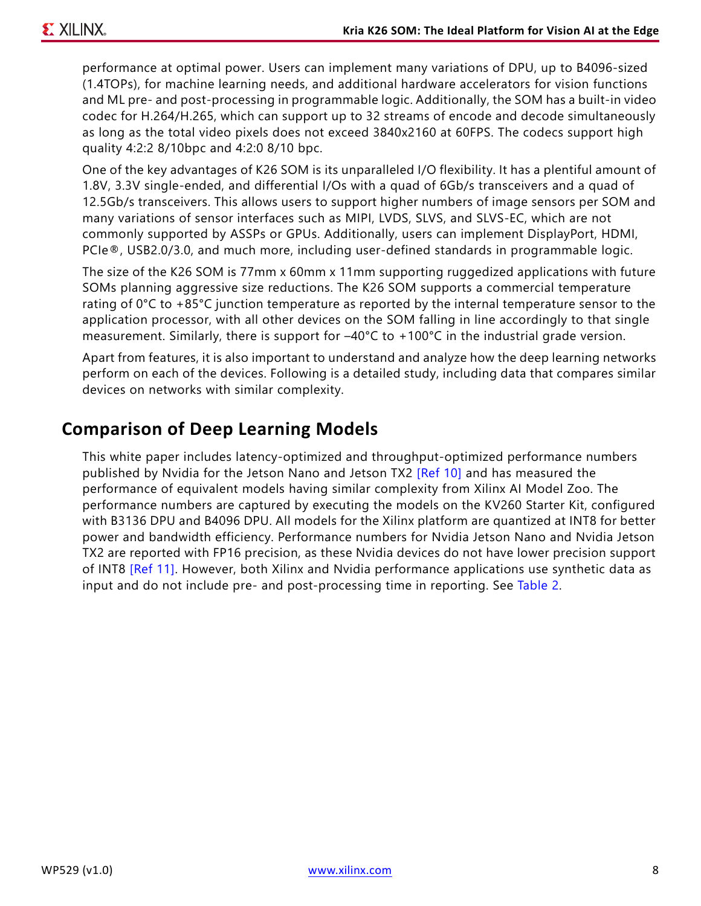performance at optimal power. Users can implement many variations of DPU, up to B4096-sized (1.4TOPs), for machine learning needs, and additional hardware accelerators for vision functions and ML pre- and post-processing in programmable logic. Additionally, the SOM has a built-in video codec for H.264/H.265, which can support up to 32 streams of encode and decode simultaneously as long as the total video pixels does not exceed 3840x2160 at 60FPS. The codecs support high quality 4:2:2 8/10bpc and 4:2:0 8/10 bpc.

One of the key advantages of K26 SOM is its unparalleled I/O flexibility. It has a plentiful amount of 1.8V, 3.3V single-ended, and differential I/Os with a quad of 6Gb/s transceivers and a quad of 12.5Gb/s transceivers. This allows users to support higher numbers of image sensors per SOM and many variations of sensor interfaces such as MIPI, LVDS, SLVS, and SLVS-EC, which are not commonly supported by ASSPs or GPUs. Additionally, users can implement DisplayPort, HDMI, PCIe®, USB2.0/3.0, and much more, including user-defined standards in programmable logic.

The size of the K26 SOM is 77mm x 60mm x 11mm supporting ruggedized applications with future SOMs planning aggressive size reductions. The K26 SOM supports a commercial temperature rating of 0°C to +85°C junction temperature as reported by the internal temperature sensor to the application processor, with all other devices on the SOM falling in line accordingly to that single measurement. Similarly, there is support for –40°C to +100°C in the industrial grade version.

Apart from features, it is also important to understand and analyze how the deep learning networks perform on each of the devices. Following is a detailed study, including data that compares similar devices on networks with similar complexity.

## Comparison of Deep Learning Models

This white paper includes latency-optimized and throughput-optimized performance numbers published by Nvidia for the Jetson Nano and Jetson TX2 [Ref 10] and has measured the performance of equivalent models having similar complexity from Xilinx AI Model Zoo. The performance numbers are captured by executing the models on the KV260 Starter Kit, configured with B3136 DPU and B4096 DPU. All models for the Xilinx platform are quantized at INT8 for better power and bandwidth efficiency. Performance numbers for Nvidia Jetson Nano and Nvidia Jetson TX2 are reported with FP16 precision, as these Nvidia devices do not have lower precision support of INT8 [Ref 11]. However, both Xilinx and Nvidia performance applications use synthetic data as input and do not include pre- and post-processing time in reporting. See Table 2.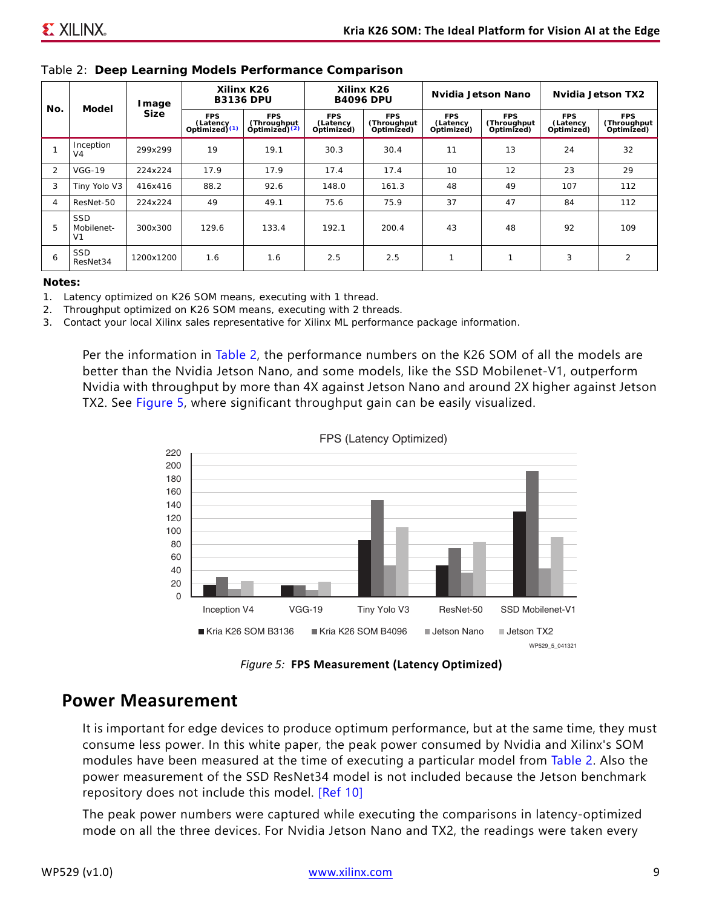Table 2: **Deep Learning Models Performance Comparison**

| No. | Model | Image Size | Xilinx K26 B3136 DPU | | Xilinx K26 B4096 DPU | | Nvidia Jetson Nano | | Nvidia Jetson TX2 | |
|---|---|---|---|---|---|---|---|---|---|---|
| | | | FPS (Latency Optimized)(1) | FPS (Throughput Optimized)(2) | FPS (Latency Optimized) | FPS (Throughput Optimized) | FPS (Latency Optimized) | FPS (Throughput Optimized) | FPS (Latency Optimized) | FPS (Throughput Optimized) |
| 1 | Inception V4 | 299x299 | 19 | 19.1 | 30.3 | 30.4 | 11 | 13 | 24 | 32 |
| 2 | VGG-19 | 224x224 | 17.9 | 17.9 | 17.4 | 17.4 | 10 | 12 | 23 | 29 |
| 3 | Tiny Yolo V3 | 416x416 | 88.2 | 92.6 | 148.0 | 161.3 | 48 | 49 | 107 | 112 |
| 4 | ResNet-50 | 224x224 | 49 | 49.1 | 75.6 | 75.9 | 37 | 47 | 84 | 112 |
| 5 | SSD Mobilenet-V1 | 300x300 | 129.6 | 133.4 | 192.1 | 200.4 | 43 | 48 | 92 | 109 |
| 6 | SSD ResNet34 | 1200x1200 | 1.6 | 1.6 | 2.5 | 2.5 | 1 | 1 | 3 | 2 |

**Notes:**

1. Latency optimized on K26 SOM means, executing with 1 thread.
2. Throughput optimized on K26 SOM means, executing with 2 threads.
3. Contact your local Xilinx sales representative for Xilinx ML performance package information.

Per the information in Table 2, the performance numbers on the K26 SOM of all the models are better than the Nvidia Jetson Nano, and some models, like the SSD Mobilenet-V1, outperform Nvidia with throughput by more than 4X against Jetson Nano and around 2X higher against Jetson TX2. See Figure 5, where significant throughput gain can be easily visualized.

*Figure 5:* **FPS Measurement (Latency Optimized)**

## Power Measurement

It is important for edge devices to produce optimum performance, but at the same time, they must consume less power. In this white paper, the peak power consumed by Nvidia and Xilinx's SOM modules have been measured at the time of executing a particular model from Table 2. Also the power measurement of the SSD ResNet34 model is not included because the Jetson benchmark repository does not include this model. [Ref 10]

The peak power numbers were captured while executing the comparisons in latency-optimized mode on all the three devices. For Nvidia Jetson Nano and TX2, the readings were taken every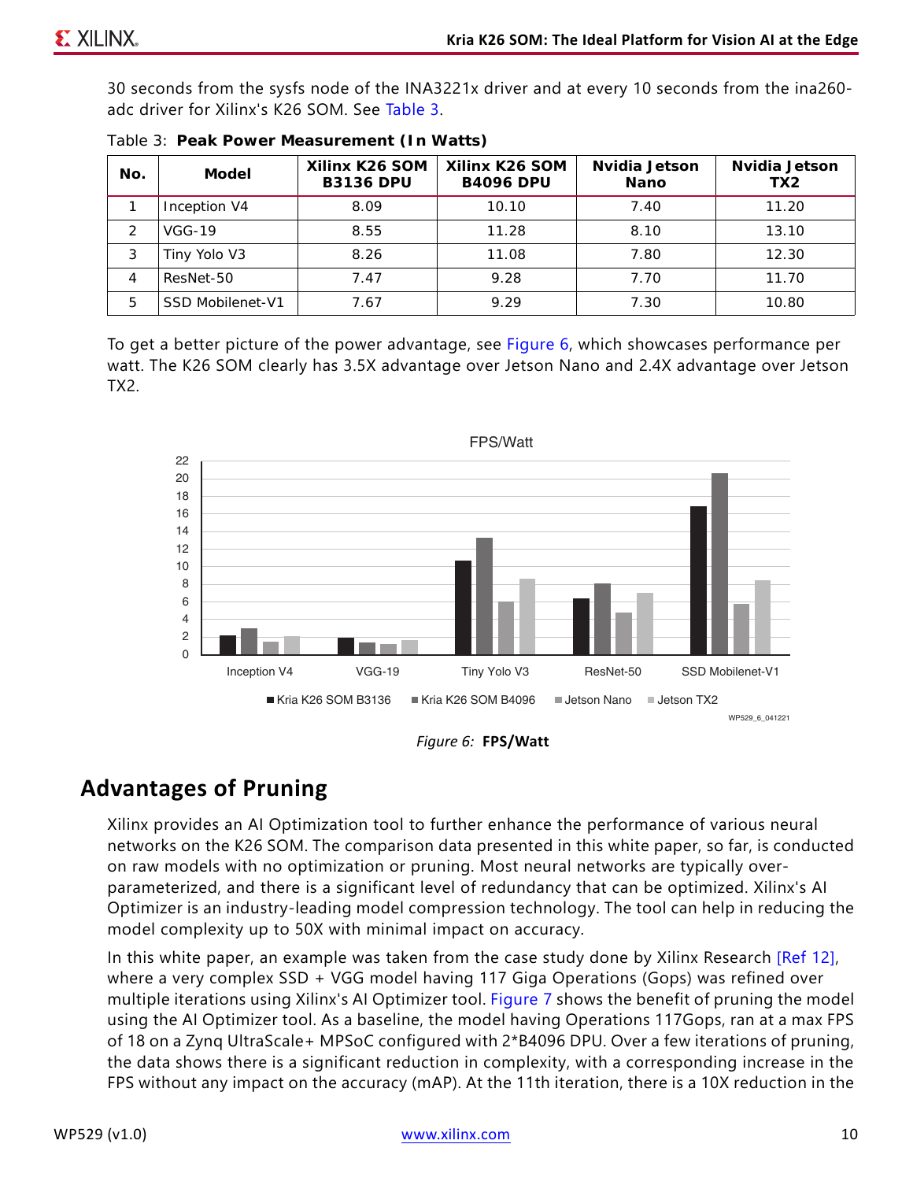30 seconds from the sysfs node of the INA3221x driver and at every 10 seconds from the ina260-adc driver for Xilinx's K26 SOM. See Table 3.

Table 3: **Peak Power Measurement (In Watts)**

| No. | Model | Xilinx K26 SOM B3136 DPU | Xilinx K26 SOM B4096 DPU | Nvidia Jetson Nano | Nvidia Jetson TX2 |
|---|---|---|---|---|---|
| 1 | Inception V4 | 8.09 | 10.10 | 7.40 | 11.20 |
| 2 | VGG-19 | 8.55 | 11.28 | 8.10 | 13.10 |
| 3 | Tiny Yolo V3 | 8.26 | 11.08 | 7.80 | 12.30 |
| 4 | ResNet-50 | 7.47 | 9.28 | 7.70 | 11.70 |
| 5 | SSD Mobilenet-V1 | 7.67 | 9.29 | 7.30 | 10.80 |

To get a better picture of the power advantage, see Figure 6, which showcases performance per watt. The K26 SOM clearly has 3.5X advantage over Jetson Nano and 2.4X advantage over Jetson TX2.

*Figure 6:* **FPS/Watt**

## Advantages of Pruning

Xilinx provides an AI Optimization tool to further enhance the performance of various neural networks on the K26 SOM. The comparison data presented in this white paper, so far, is conducted on raw models with no optimization or pruning. Most neural networks are typically over-parameterized, and there is a significant level of redundancy that can be optimized. Xilinx's AI Optimizer is an industry-leading model compression technology. The tool can help in reducing the model complexity up to 50X with minimal impact on accuracy.

In this white paper, an example was taken from the case study done by Xilinx Research [Ref 12], where a very complex SSD + VGG model having 117 Giga Operations (Gops) was refined over multiple iterations using Xilinx's AI Optimizer tool. Figure 7 shows the benefit of pruning the model using the AI Optimizer tool. As a baseline, the model having Operations 117Gops, ran at a max FPS of 18 on a Zynq UltraScale+ MPSoC configured with 2*B4096 DPU. Over a few iterations of pruning, the data shows there is a significant reduction in complexity, with a corresponding increase in the FPS without any impact on the accuracy (mAP). At the 11th iteration, there is a 10X reduction in the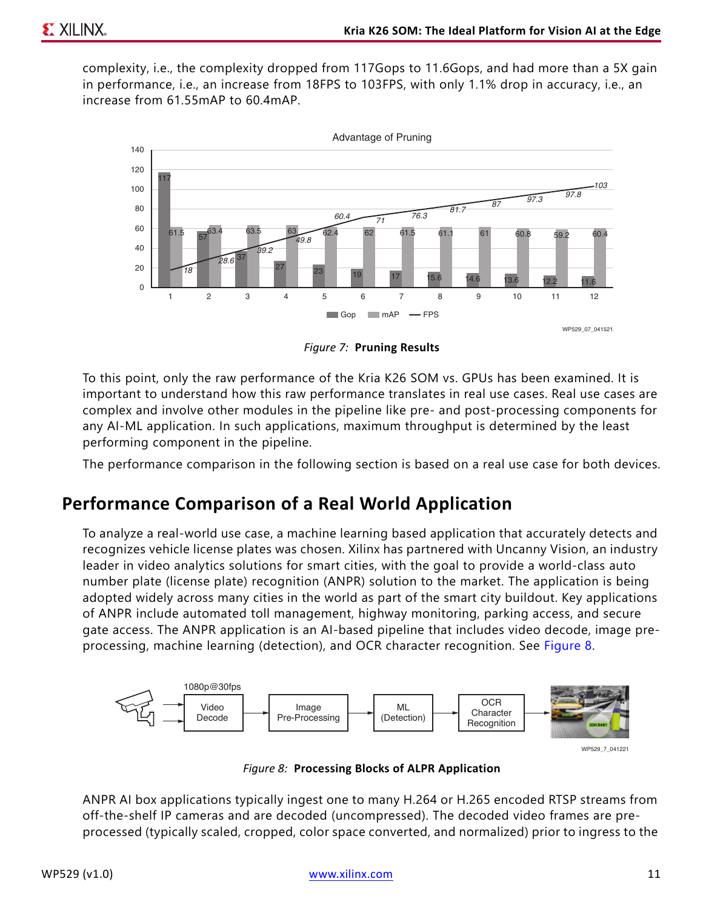complexity, i.e., the complexity dropped from 117Gops to 11.6Gops, and had more than a 5X gain in performance, i.e., an increase from 18FPS to 103FPS, with only 1.1% drop in accuracy, i.e., an increase from 61.55mAP to 60.4mAP.

*Figure 7:* **Pruning Results**

To this point, only the raw performance of the Kria K26 SOM vs. GPUs has been examined. It is important to understand how this raw performance translates in real use cases. Real use cases are complex and involve other modules in the pipeline like pre- and post-processing components for any AI-ML application. In such applications, maximum throughput is determined by the least performing component in the pipeline.

The performance comparison in the following section is based on a real use case for both devices.

## Performance Comparison of a Real World Application

To analyze a real-world use case, a machine learning based application that accurately detects and recognizes vehicle license plates was chosen. Xilinx has partnered with Uncanny Vision, an industry leader in video analytics solutions for smart cities, with the goal to provide a world-class auto number plate (license plate) recognition (ANPR) solution to the market. The application is being adopted widely across many cities in the world as part of the smart city buildout. Key applications of ANPR include automated toll management, highway monitoring, parking access, and secure gate access. The ANPR application is an AI-based pipeline that includes video decode, image pre-processing, machine learning (detection), and OCR character recognition. See Figure 8.

*Figure 8:* **Processing Blocks of ALPR Application**

ANPR AI box applications typically ingest one to many H.264 or H.265 encoded RTSP streams from off-the-shelf IP cameras and are decoded (uncompressed). The decoded video frames are pre-processed (typically scaled, cropped, color space converted, and normalized) prior to ingress to the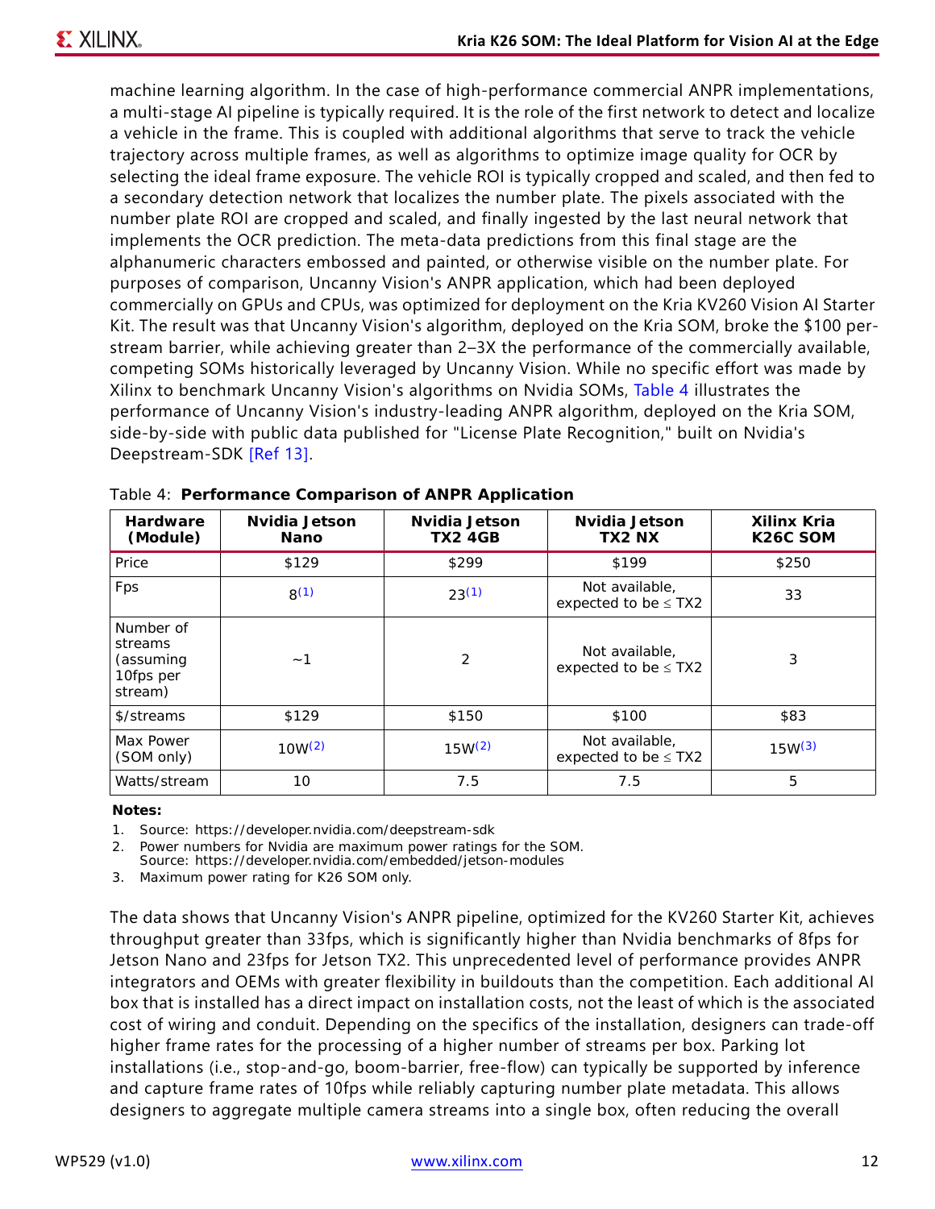machine learning algorithm. In the case of high-performance commercial ANPR implementations, a multi-stage AI pipeline is typically required. It is the role of the first network to detect and localize a vehicle in the frame. This is coupled with additional algorithms that serve to track the vehicle trajectory across multiple frames, as well as algorithms to optimize image quality for OCR by selecting the ideal frame exposure. The vehicle ROI is typically cropped and scaled, and then fed to a secondary detection network that localizes the number plate. The pixels associated with the number plate ROI are cropped and scaled, and finally ingested by the last neural network that implements the OCR prediction. The meta-data predictions from this final stage are the alphanumeric characters embossed and painted, or otherwise visible on the number plate. For purposes of comparison, Uncanny Vision's ANPR application, which had been deployed commercially on GPUs and CPUs, was optimized for deployment on the Kria KV260 Vision AI Starter Kit. The result was that Uncanny Vision's algorithm, deployed on the Kria SOM, broke the $100 per-stream barrier, while achieving greater than 2–3X the performance of the commercially available, competing SOMs historically leveraged by Uncanny Vision. While no specific effort was made by Xilinx to benchmark Uncanny Vision's algorithms on Nvidia SOMs, Table 4 illustrates the performance of Uncanny Vision's industry-leading ANPR algorithm, deployed on the Kria SOM, side-by-side with public data published for "License Plate Recognition," built on Nvidia's Deepstream-SDK [Ref 13].

Table 4: **Performance Comparison of ANPR Application**

| Hardware (Module) | Nvidia Jetson Nano | Nvidia Jetson TX2 4GB | Nvidia Jetson TX2 NX | Xilinx Kria K26C SOM |
|---|---|---|---|---|
| Price | $129 | $299 | $199 | $250 |
| Fps | 8[(1)] | 23[(1)] | Not available, expected to be ≤ TX2 | 33 |
| Number of streams (assuming 10fps per stream) | ~1 | 2 | Not available, expected to be ≤ TX2 | 3 |
| $/streams | $129 | $150 | $100 | $83 |
| Max Power (SOM only) | 10W[(2)] | 15W[(2)] | Not available, expected to be ≤ TX2 | 15W[(3)] |
| Watts/stream | 10 | 7.5 | 7.5 | 5 |

**Notes:**

1. Source: https://developer.nvidia.com/deepstream-sdk
2. Power numbers for Nvidia are maximum power ratings for the SOM. Source: https://developer.nvidia.com/embedded/jetson-modules
3. Maximum power rating for K26 SOM only.

The data shows that Uncanny Vision's ANPR pipeline, optimized for the KV260 Starter Kit, achieves throughput greater than 33fps, which is significantly higher than Nvidia benchmarks of 8fps for Jetson Nano and 23fps for Jetson TX2. This unprecedented level of performance provides ANPR integrators and OEMs with greater flexibility in buildouts than the competition. Each additional AI box that is installed has a direct impact on installation costs, not the least of which is the associated cost of wiring and conduit. Depending on the specifics of the installation, designers can trade-off higher frame rates for the processing of a higher number of streams per box. Parking lot installations (i.e., stop-and-go, boom-barrier, free-flow) can typically be supported by inference and capture frame rates of 10fps while reliably capturing number plate metadata. This allows designers to aggregate multiple camera streams into a single box, often reducing the overall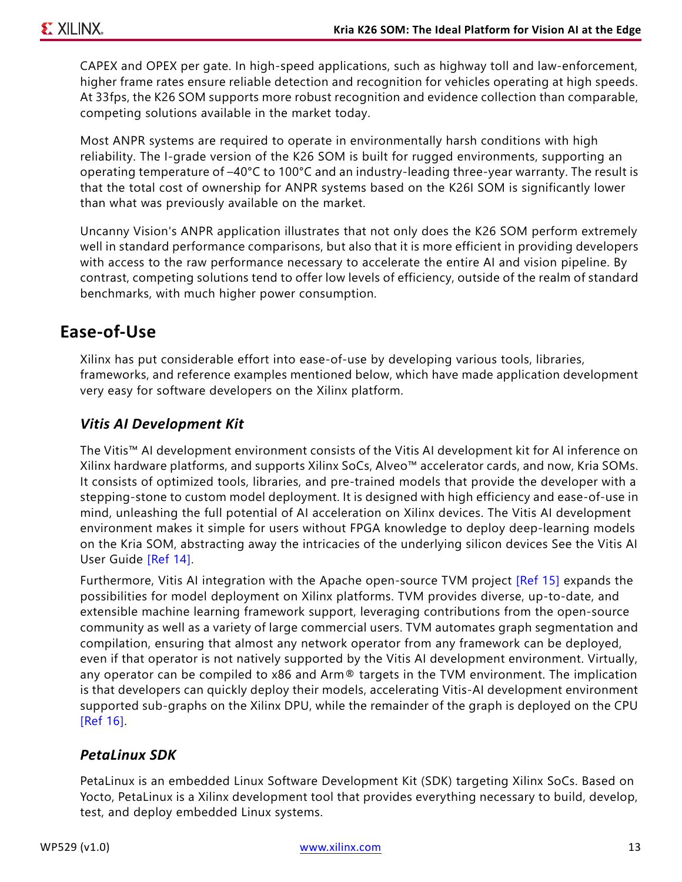CAPEX and OPEX per gate. In high-speed applications, such as highway toll and law-enforcement, higher frame rates ensure reliable detection and recognition for vehicles operating at high speeds. At 33fps, the K26 SOM supports more robust recognition and evidence collection than comparable, competing solutions available in the market today.

Most ANPR systems are required to operate in environmentally harsh conditions with high reliability. The I-grade version of the K26 SOM is built for rugged environments, supporting an operating temperature of –40°C to 100°C and an industry-leading three-year warranty. The result is that the total cost of ownership for ANPR systems based on the K26I SOM is significantly lower than what was previously available on the market.

Uncanny Vision's ANPR application illustrates that not only does the K26 SOM perform extremely well in standard performance comparisons, but also that it is more efficient in providing developers with access to the raw performance necessary to accelerate the entire AI and vision pipeline. By contrast, competing solutions tend to offer low levels of efficiency, outside of the realm of standard benchmarks, with much higher power consumption.

## Ease-of-Use

Xilinx has put considerable effort into ease-of-use by developing various tools, libraries, frameworks, and reference examples mentioned below, which have made application development very easy for software developers on the Xilinx platform.

### *Vitis AI Development Kit*

The Vitis™ AI development environment consists of the Vitis AI development kit for AI inference on Xilinx hardware platforms, and supports Xilinx SoCs, Alveo™ accelerator cards, and now, Kria SOMs. It consists of optimized tools, libraries, and pre-trained models that provide the developer with a stepping-stone to custom model deployment. It is designed with high efficiency and ease-of-use in mind, unleashing the full potential of AI acceleration on Xilinx devices. The Vitis AI development environment makes it simple for users without FPGA knowledge to deploy deep-learning models on the Kria SOM, abstracting away the intricacies of the underlying silicon devices See the Vitis AI User Guide [Ref 14].

Furthermore, Vitis AI integration with the Apache open-source TVM project [Ref 15] expands the possibilities for model deployment on Xilinx platforms. TVM provides diverse, up-to-date, and extensible machine learning framework support, leveraging contributions from the open-source community as well as a variety of large commercial users. TVM automates graph segmentation and compilation, ensuring that almost any network operator from any framework can be deployed, even if that operator is not natively supported by the Vitis AI development environment. Virtually, any operator can be compiled to x86 and Arm® targets in the TVM environment. The implication is that developers can quickly deploy their models, accelerating Vitis-AI development environment supported sub-graphs on the Xilinx DPU, while the remainder of the graph is deployed on the CPU [Ref 16].

### *PetaLinux SDK*

PetaLinux is an embedded Linux Software Development Kit (SDK) targeting Xilinx SoCs. Based on Yocto, PetaLinux is a Xilinx development tool that provides everything necessary to build, develop, test, and deploy embedded Linux systems.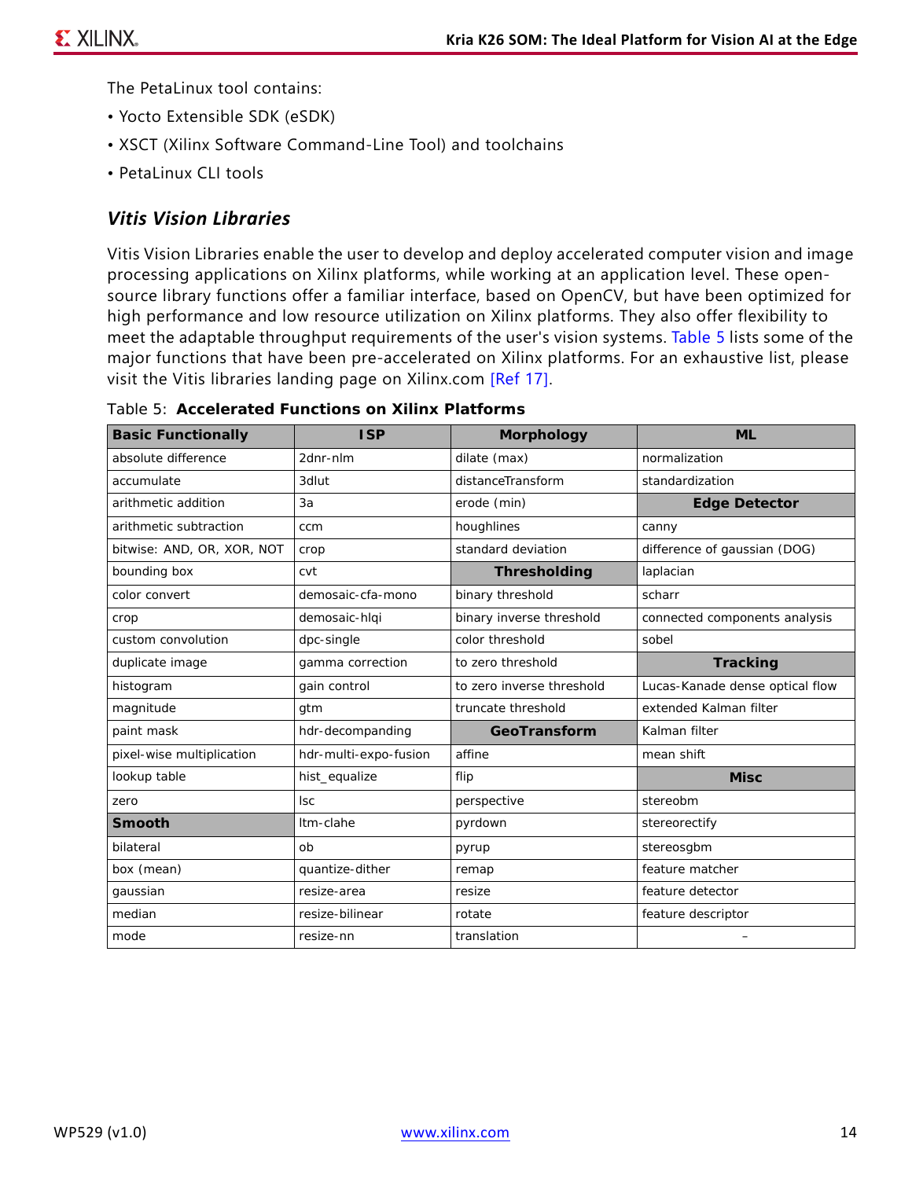The PetaLinux tool contains:

- Yocto Extensible SDK (eSDK)
- XSCT (Xilinx Software Command-Line Tool) and toolchains
- PetaLinux CLI tools

### *Vitis Vision Libraries*

Vitis Vision Libraries enable the user to develop and deploy accelerated computer vision and image processing applications on Xilinx platforms, while working at an application level. These open-source library functions offer a familiar interface, based on OpenCV, but have been optimized for high performance and low resource utilization on Xilinx platforms. They also offer flexibility to meet the adaptable throughput requirements of the user's vision systems. Table 5 lists some of the major functions that have been pre-accelerated on Xilinx platforms. For an exhaustive list, please visit the Vitis libraries landing page on Xilinx.com [Ref 17].

Table 5: **Accelerated Functions on Xilinx Platforms**

| **Basic Functionally** | **ISP** | **Morphology** | **ML** |
|---|---|---|---|
| absolute difference | 2dnr-nlm | dilate (max) | normalization |
| accumulate | 3dlut | distanceTransform | standardization |
| arithmetic addition | 3a | erode (min) | **Edge Detector** |
| arithmetic subtraction | ccm | houghlines | canny |
| bitwise: AND, OR, XOR, NOT | crop | standard deviation | difference of gaussian (DOG) |
| bounding box | cvt | **Thresholding** | laplacian |
| color convert | demosaic-cfa-mono | binary threshold | scharr |
| crop | demosaic-hlqi | binary inverse threshold | connected components analysis |
| custom convolution | dpc-single | color threshold | sobel |
| duplicate image | gamma correction | to zero threshold | **Tracking** |
| histogram | gain control | to zero inverse threshold | Lucas-Kanade dense optical flow |
| magnitude | gtm | truncate threshold | extended Kalman filter |
| paint mask | hdr-decompanding | **GeoTransform** | Kalman filter |
| pixel-wise multiplication | hdr-multi-expo-fusion | affine | mean shift |
| lookup table | hist_equalize | flip | **Misc** |
| zero | lsc | perspective | stereobm |
| **Smooth** | ltm-clahe | pyrdown | stereorectify |
| bilateral | ob | pyrup | stereosgbm |
| box (mean) | quantize-dither | remap | feature matcher |
| gaussian | resize-area | resize | feature detector |
| median | resize-bilinear | rotate | feature descriptor |
| mode | resize-nn | translation | – |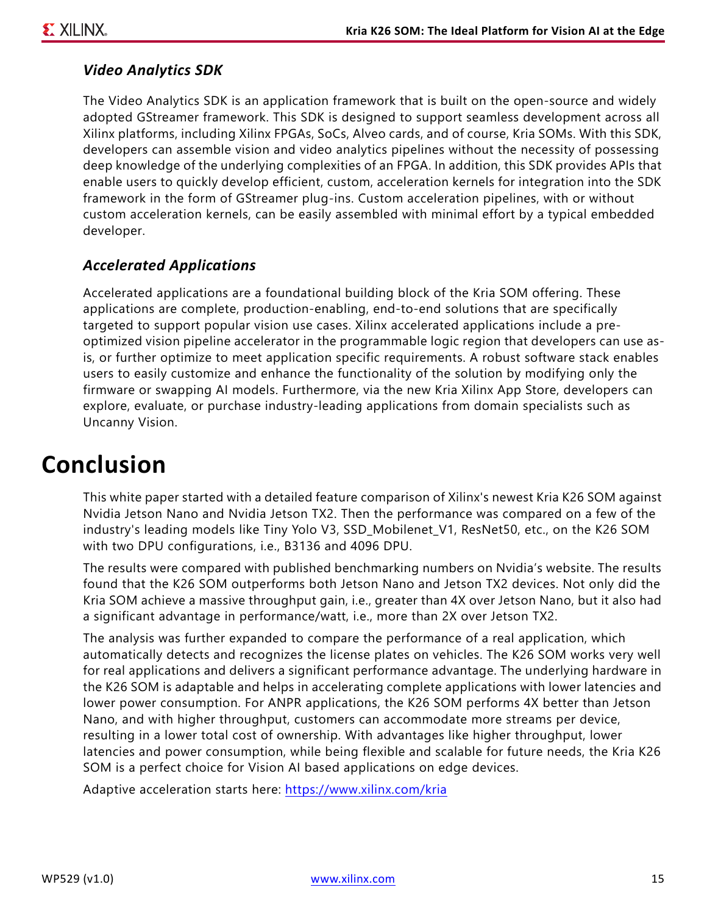### *Video Analytics SDK*

The Video Analytics SDK is an application framework that is built on the open-source and widely adopted GStreamer framework. This SDK is designed to support seamless development across all Xilinx platforms, including Xilinx FPGAs, SoCs, Alveo cards, and of course, Kria SOMs. With this SDK, developers can assemble vision and video analytics pipelines without the necessity of possessing deep knowledge of the underlying complexities of an FPGA. In addition, this SDK provides APIs that enable users to quickly develop efficient, custom, acceleration kernels for integration into the SDK framework in the form of GStreamer plug-ins. Custom acceleration pipelines, with or without custom acceleration kernels, can be easily assembled with minimal effort by a typical embedded developer.

### *Accelerated Applications*

Accelerated applications are a foundational building block of the Kria SOM offering. These applications are complete, production-enabling, end-to-end solutions that are specifically targeted to support popular vision use cases. Xilinx accelerated applications include a pre-optimized vision pipeline accelerator in the programmable logic region that developers can use as-is, or further optimize to meet application specific requirements. A robust software stack enables users to easily customize and enhance the functionality of the solution by modifying only the firmware or swapping AI models. Furthermore, via the new Kria Xilinx App Store, developers can explore, evaluate, or purchase industry-leading applications from domain specialists such as Uncanny Vision.

# Conclusion

This white paper started with a detailed feature comparison of Xilinx's newest Kria K26 SOM against Nvidia Jetson Nano and Nvidia Jetson TX2. Then the performance was compared on a few of the industry's leading models like Tiny Yolo V3, SSD_Mobilenet_V1, ResNet50, etc., on the K26 SOM with two DPU configurations, i.e., B3136 and 4096 DPU.

The results were compared with published benchmarking numbers on Nvidia's website. The results found that the K26 SOM outperforms both Jetson Nano and Jetson TX2 devices. Not only did the Kria SOM achieve a massive throughput gain, i.e., greater than 4X over Jetson Nano, but it also had a significant advantage in performance/watt, i.e., more than 2X over Jetson TX2.

The analysis was further expanded to compare the performance of a real application, which automatically detects and recognizes the license plates on vehicles. The K26 SOM works very well for real applications and delivers a significant performance advantage. The underlying hardware in the K26 SOM is adaptable and helps in accelerating complete applications with lower latencies and lower power consumption. For ANPR applications, the K26 SOM performs 4X better than Jetson Nano, and with higher throughput, customers can accommodate more streams per device, resulting in a lower total cost of ownership. With advantages like higher throughput, lower latencies and power consumption, while being flexible and scalable for future needs, the Kria K26 SOM is a perfect choice for Vision AI based applications on edge devices.

Adaptive acceleration starts here: https://www.xilinx.com/kria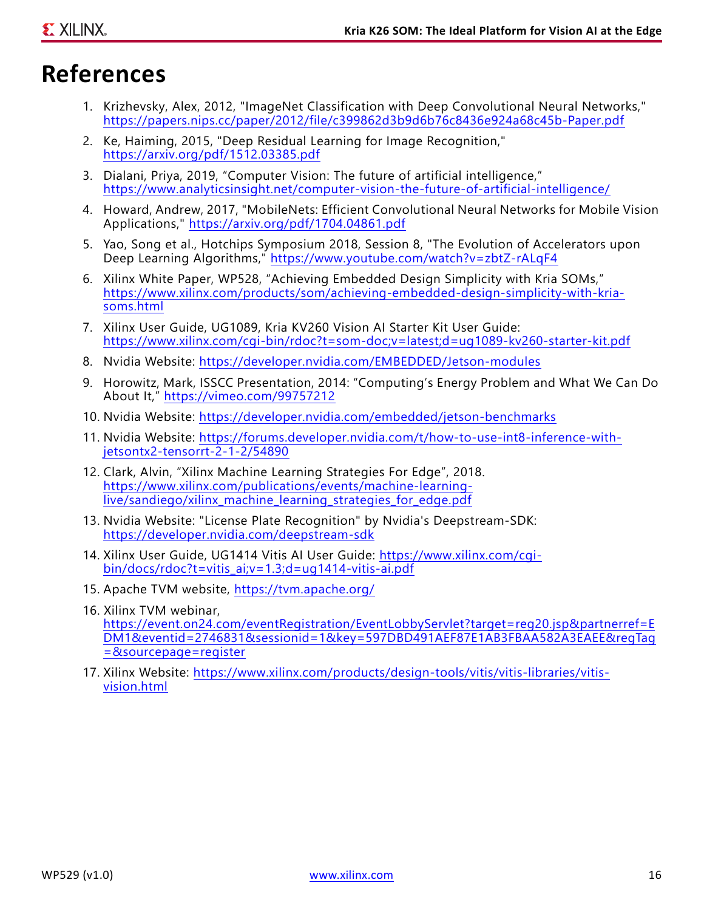# References

1. Krizhevsky, Alex, 2012, "ImageNet Classification with Deep Convolutional Neural Networks," https://papers.nips.cc/paper/2012/file/c399862d3b9d6b76c8436e924a68c45b-Paper.pdf
2. Ke, Haiming, 2015, "Deep Residual Learning for Image Recognition," https://arxiv.org/pdf/1512.03385.pdf
3. Dialani, Priya, 2019, "Computer Vision: The future of artificial intelligence," https://www.analyticsinsight.net/computer-vision-the-future-of-artificial-intelligence/
4. Howard, Andrew, 2017, "MobileNets: Efficient Convolutional Neural Networks for Mobile Vision Applications," https://arxiv.org/pdf/1704.04861.pdf
5. Yao, Song et al., Hotchips Symposium 2018, Session 8, "The Evolution of Accelerators upon Deep Learning Algorithms," https://www.youtube.com/watch?v=zbtZ-rALqF4
6. Xilinx White Paper, WP528, "Achieving Embedded Design Simplicity with Kria SOMs," https://www.xilinx.com/products/som/achieving-embedded-design-simplicity-with-kria-soms.html
7. Xilinx User Guide, UG1089, Kria KV260 Vision AI Starter Kit User Guide: https://www.xilinx.com/cgi-bin/rdoc?t=som-doc;v=latest;d=ug1089-kv260-starter-kit.pdf
8. Nvidia Website: https://developer.nvidia.com/EMBEDDED/Jetson-modules
9. Horowitz, Mark, ISSCC Presentation, 2014: "Computing's Energy Problem and What We Can Do About It," https://vimeo.com/99757212
10. Nvidia Website: https://developer.nvidia.com/embedded/jetson-benchmarks
11. Nvidia Website: https://forums.developer.nvidia.com/t/how-to-use-int8-inference-with-jetsontx2-tensorrt-2-1-2/54890
12. Clark, Alvin, "Xilinx Machine Learning Strategies For Edge", 2018. https://www.xilinx.com/publications/events/machine-learning-live/sandiego/xilinx_machine_learning_strategies_for_edge.pdf
13. Nvidia Website: "License Plate Recognition" by Nvidia's Deepstream-SDK: https://developer.nvidia.com/deepstream-sdk
14. Xilinx User Guide, UG1414 Vitis AI User Guide: https://www.xilinx.com/cgi-bin/docs/rdoc?t=vitis_ai;v=1.3;d=ug1414-vitis-ai.pdf
15. Apache TVM website, https://tvm.apache.org/
16. Xilinx TVM webinar, https://event.on24.com/eventRegistration/EventLobbyServlet?target=reg20.jsp&partnerref=EDM1&eventid=2746831&sessionid=1&key=597DBD491AEF87E1AB3FBAA582A3EAEE&regTag=&sourcepage=register
17. Xilinx Website: https://www.xilinx.com/products/design-tools/vitis/vitis-libraries/vitis-vision.html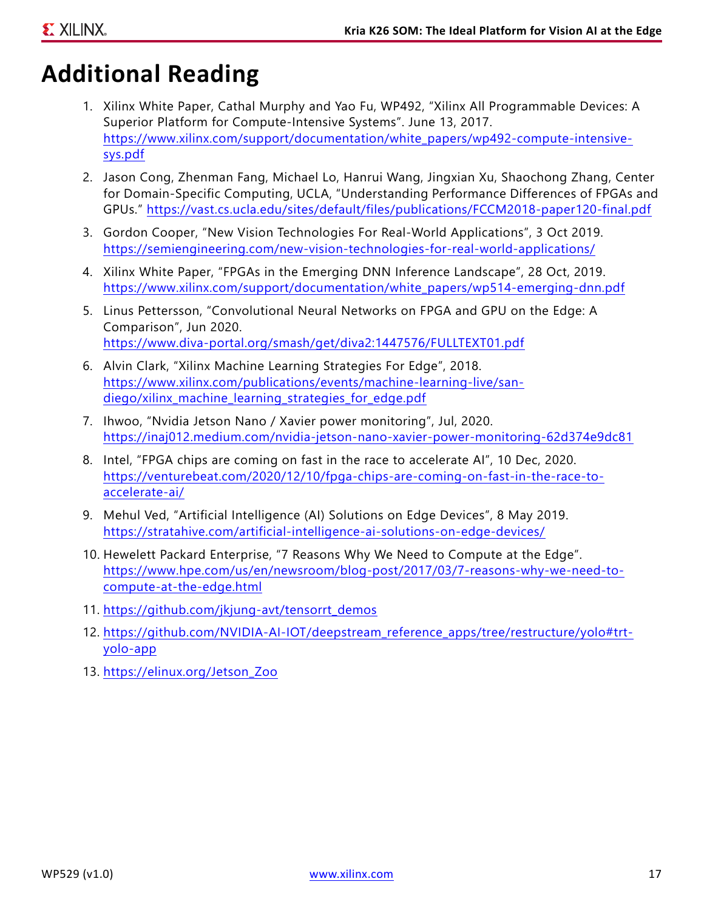# Additional Reading

1. Xilinx White Paper, Cathal Murphy and Yao Fu, WP492, "Xilinx All Programmable Devices: A Superior Platform for Compute-Intensive Systems". June 13, 2017. https://www.xilinx.com/support/documentation/white_papers/wp492-compute-intensive-sys.pdf
2. Jason Cong, Zhenman Fang, Michael Lo, Hanrui Wang, Jingxian Xu, Shaochong Zhang, Center for Domain-Specific Computing, UCLA, "Understanding Performance Differences of FPGAs and GPUs." https://vast.cs.ucla.edu/sites/default/files/publications/FCCM2018-paper120-final.pdf
3. Gordon Cooper, "New Vision Technologies For Real-World Applications", 3 Oct 2019. https://semiengineering.com/new-vision-technologies-for-real-world-applications/
4. Xilinx White Paper, "FPGAs in the Emerging DNN Inference Landscape", 28 Oct, 2019. https://www.xilinx.com/support/documentation/white_papers/wp514-emerging-dnn.pdf
5. Linus Pettersson, "Convolutional Neural Networks on FPGA and GPU on the Edge: A Comparison", Jun 2020. https://www.diva-portal.org/smash/get/diva2:1447576/FULLTEXT01.pdf
6. Alvin Clark, "Xilinx Machine Learning Strategies For Edge", 2018. https://www.xilinx.com/publications/events/machine-learning-live/san-diego/xilinx_machine_learning_strategies_for_edge.pdf
7. Ihwoo, "Nvidia Jetson Nano / Xavier power monitoring", Jul, 2020. https://inaj012.medium.com/nvidia-jetson-nano-xavier-power-monitoring-62d374e9dc81
8. Intel, "FPGA chips are coming on fast in the race to accelerate AI", 10 Dec, 2020. https://venturebeat.com/2020/12/10/fpga-chips-are-coming-on-fast-in-the-race-to-accelerate-ai/
9. Mehul Ved, "Artificial Intelligence (AI) Solutions on Edge Devices", 8 May 2019. https://stratahive.com/artificial-intelligence-ai-solutions-on-edge-devices/
10. Hewelett Packard Enterprise, "7 Reasons Why We Need to Compute at the Edge". https://www.hpe.com/us/en/newsroom/blog-post/2017/03/7-reasons-why-we-need-to-compute-at-the-edge.html
11. https://github.com/jkjung-avt/tensorrt_demos
12. https://github.com/NVIDIA-AI-IOT/deepstream_reference_apps/tree/restructure/yolo#trt-yolo-app
13. https://elinux.org/Jetson_Zoo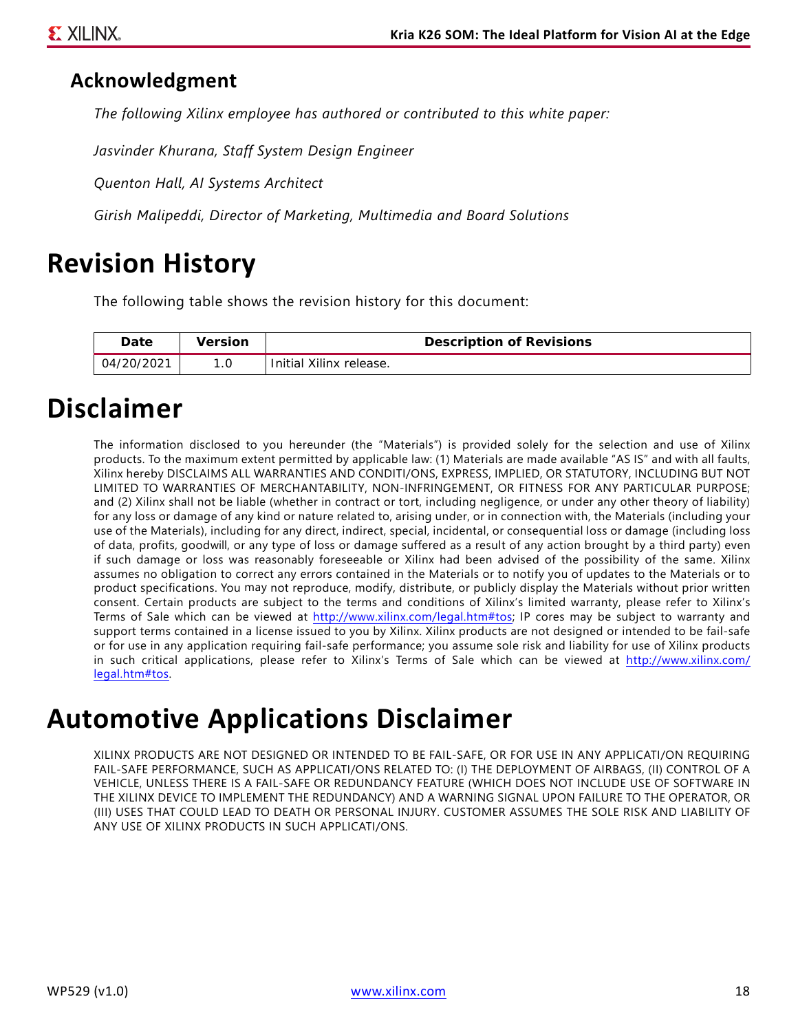## Acknowledgment

*The following Xilinx employee has authored or contributed to this white paper:*

*Jasvinder Khurana, Staff System Design Engineer*

*Quenton Hall, AI Systems Architect*

*Girish Malipeddi, Director of Marketing, Multimedia and Board Solutions*

# Revision History

The following table shows the revision history for this document:

| Date | Version | Description of Revisions |
|---|---|---|
| 04/20/2021 | 1.0 | Initial Xilinx release. |

# Disclaimer

The information disclosed to you hereunder (the "Materials") is provided solely for the selection and use of Xilinx products. To the maximum extent permitted by applicable law: (1) Materials are made available "AS IS" and with all faults, Xilinx hereby DISCLAIMS ALL WARRANTIES AND CONDITI/ONS, EXPRESS, IMPLIED, OR STATUTORY, INCLUDING BUT NOT LIMITED TO WARRANTIES OF MERCHANTABILITY, NON-INFRINGEMENT, OR FITNESS FOR ANY PARTICULAR PURPOSE; and (2) Xilinx shall not be liable (whether in contract or tort, including negligence, or under any other theory of liability) for any loss or damage of any kind or nature related to, arising under, or in connection with, the Materials (including your use of the Materials), including for any direct, indirect, special, incidental, or consequential loss or damage (including loss of data, profits, goodwill, or any type of loss or damage suffered as a result of any action brought by a third party) even if such damage or loss was reasonably foreseeable or Xilinx had been advised of the possibility of the same. Xilinx assumes no obligation to correct any errors contained in the Materials or to notify you of updates to the Materials or to product specifications. You may not reproduce, modify, distribute, or publicly display the Materials without prior written consent. Certain products are subject to the terms and conditions of Xilinx's limited warranty, please refer to Xilinx's Terms of Sale which can be viewed at http://www.xilinx.com/legal.htm#tos; IP cores may be subject to warranty and support terms contained in a license issued to you by Xilinx. Xilinx products are not designed or intended to be fail-safe or for use in any application requiring fail-safe performance; you assume sole risk and liability for use of Xilinx products in such critical applications, please refer to Xilinx's Terms of Sale which can be viewed at http://www.xilinx.com/legal.htm#tos.

# Automotive Applications Disclaimer

XILINX PRODUCTS ARE NOT DESIGNED OR INTENDED TO BE FAIL-SAFE, OR FOR USE IN ANY APPLICATI/ON REQUIRING FAIL-SAFE PERFORMANCE, SUCH AS APPLICATI/ONS RELATED TO: (I) THE DEPLOYMENT OF AIRBAGS, (II) CONTROL OF A VEHICLE, UNLESS THERE IS A FAIL-SAFE OR REDUNDANCY FEATURE (WHICH DOES NOT INCLUDE USE OF SOFTWARE IN THE XILINX DEVICE TO IMPLEMENT THE REDUNDANCY) AND A WARNING SIGNAL UPON FAILURE TO THE OPERATOR, OR (III) USES THAT COULD LEAD TO DEATH OR PERSONAL INJURY. CUSTOMER ASSUMES THE SOLE RISK AND LIABILITY OF ANY USE OF XILINX PRODUCTS IN SUCH APPLICATI/ONS.